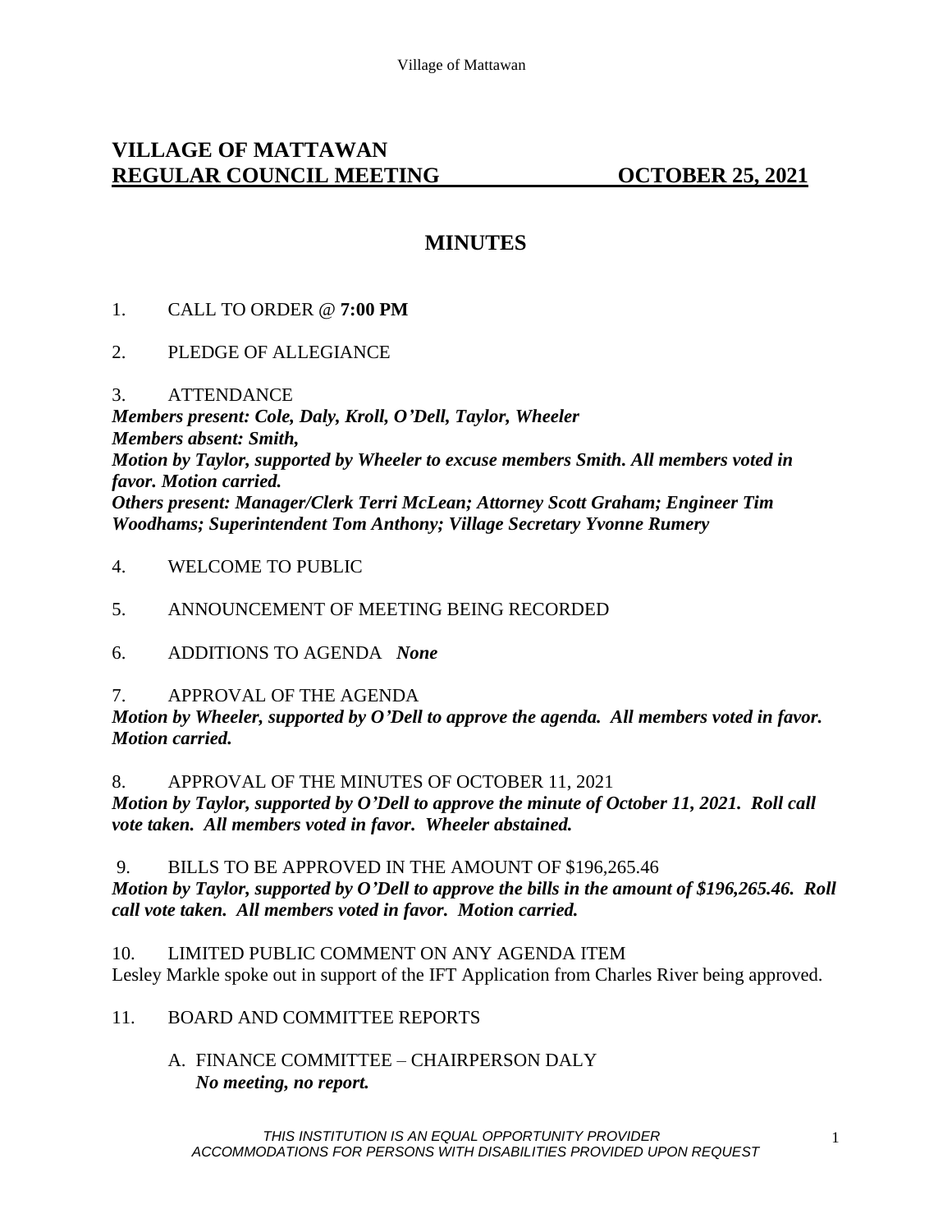# VILLAGE OF MATTAWAN

## REGULAR COUNCIL MEETING OCTOBER 25, 2021

## MINUTES

1. CALL TO ORDER @ **7:00 PM**

2. PLEDGE OF ALLEGIANCE

3. ATTENDANCE
***Members present: Cole, Daly, Kroll, O'Dell, Taylor, Wheeler***
***Members absent: Smith,***
***Motion by Taylor, supported by Wheeler to excuse members Smith. All members voted in favor. Motion carried.***
***Others present: Manager/Clerk Terri McLean; Attorney Scott Graham; Engineer Tim Woodhams; Superintendent Tom Anthony; Village Secretary Yvonne Rumery***

4. WELCOME TO PUBLIC

5. ANNOUNCEMENT OF MEETING BEING RECORDED

6. ADDITIONS TO AGENDA ***None***

7. APPROVAL OF THE AGENDA
***Motion by Wheeler, supported by O'Dell to approve the agenda. All members voted in favor. Motion carried.***

8. APPROVAL OF THE MINUTES OF OCTOBER 11, 2021
***Motion by Taylor, supported by O'Dell to approve the minute of October 11, 2021. Roll call vote taken. All members voted in favor. Wheeler abstained.***

9. BILLS TO BE APPROVED IN THE AMOUNT OF $196,265.46
***Motion by Taylor, supported by O'Dell to approve the bills in the amount of $196,265.46. Roll call vote taken. All members voted in favor. Motion carried.***

10. LIMITED PUBLIC COMMENT ON ANY AGENDA ITEM
Lesley Markle spoke out in support of the IFT Application from Charles River being approved.

11. BOARD AND COMMITTEE REPORTS

    A. FINANCE COMMITTEE – CHAIRPERSON DALY
    ***No meeting, no report.***

*THIS INSTITUTION IS AN EQUAL OPPORTUNITY PROVIDER*
*ACCOMMODATIONS FOR PERSONS WITH DISABILITIES PROVIDED UPON REQUEST*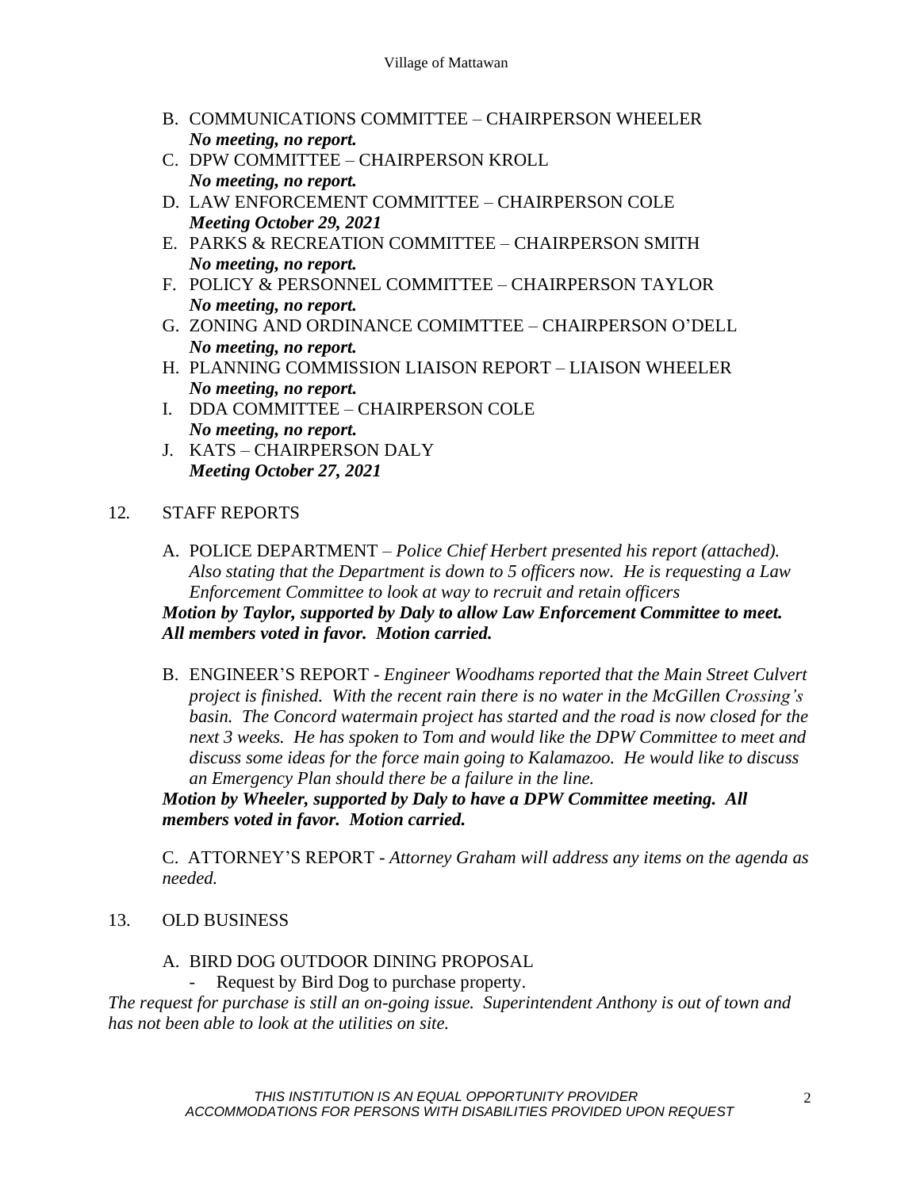B. COMMUNICATIONS COMMITTEE – CHAIRPERSON WHEELER
   ***No meeting, no report.***
C. DPW COMMITTEE – CHAIRPERSON KROLL
   ***No meeting, no report.***
D. LAW ENFORCEMENT COMMITTEE – CHAIRPERSON COLE
   ***Meeting October 29, 2021***
E. PARKS & RECREATION COMMITTEE – CHAIRPERSON SMITH
   ***No meeting, no report.***
F. POLICY & PERSONNEL COMMITTEE – CHAIRPERSON TAYLOR
   ***No meeting, no report.***
G. ZONING AND ORDINANCE COMIMTTEE – CHAIRPERSON O'DELL
   ***No meeting, no report.***
H. PLANNING COMMISSION LIAISON REPORT – LIAISON WHEELER
   ***No meeting, no report.***
I. DDA COMMITTEE – CHAIRPERSON COLE
   ***No meeting, no report.***
J. KATS – CHAIRPERSON DALY
   ***Meeting October 27, 2021***

12. STAFF REPORTS

A. POLICE DEPARTMENT – *Police Chief Herbert presented his report (attached). Also stating that the Department is down to 5 officers now. He is requesting a Law Enforcement Committee to look at way to recruit and retain officers*

***Motion by Taylor, supported by Daly to allow Law Enforcement Committee to meet. All members voted in favor. Motion carried.***

B. ENGINEER'S REPORT - *Engineer Woodhams reported that the Main Street Culvert project is finished. With the recent rain there is no water in the McGillen Crossing's basin. The Concord watermain project has started and the road is now closed for the next 3 weeks. He has spoken to Tom and would like the DPW Committee to meet and discuss some ideas for the force main going to Kalamazoo. He would like to discuss an Emergency Plan should there be a failure in the line.*

***Motion by Wheeler, supported by Daly to have a DPW Committee meeting. All members voted in favor. Motion carried.***

C. ATTORNEY'S REPORT - *Attorney Graham will address any items on the agenda as needed.*

13. OLD BUSINESS

A. BIRD DOG OUTDOOR DINING PROPOSAL
   - Request by Bird Dog to purchase property.

*The request for purchase is still an on-going issue. Superintendent Anthony is out of town and has not been able to look at the utilities on site.*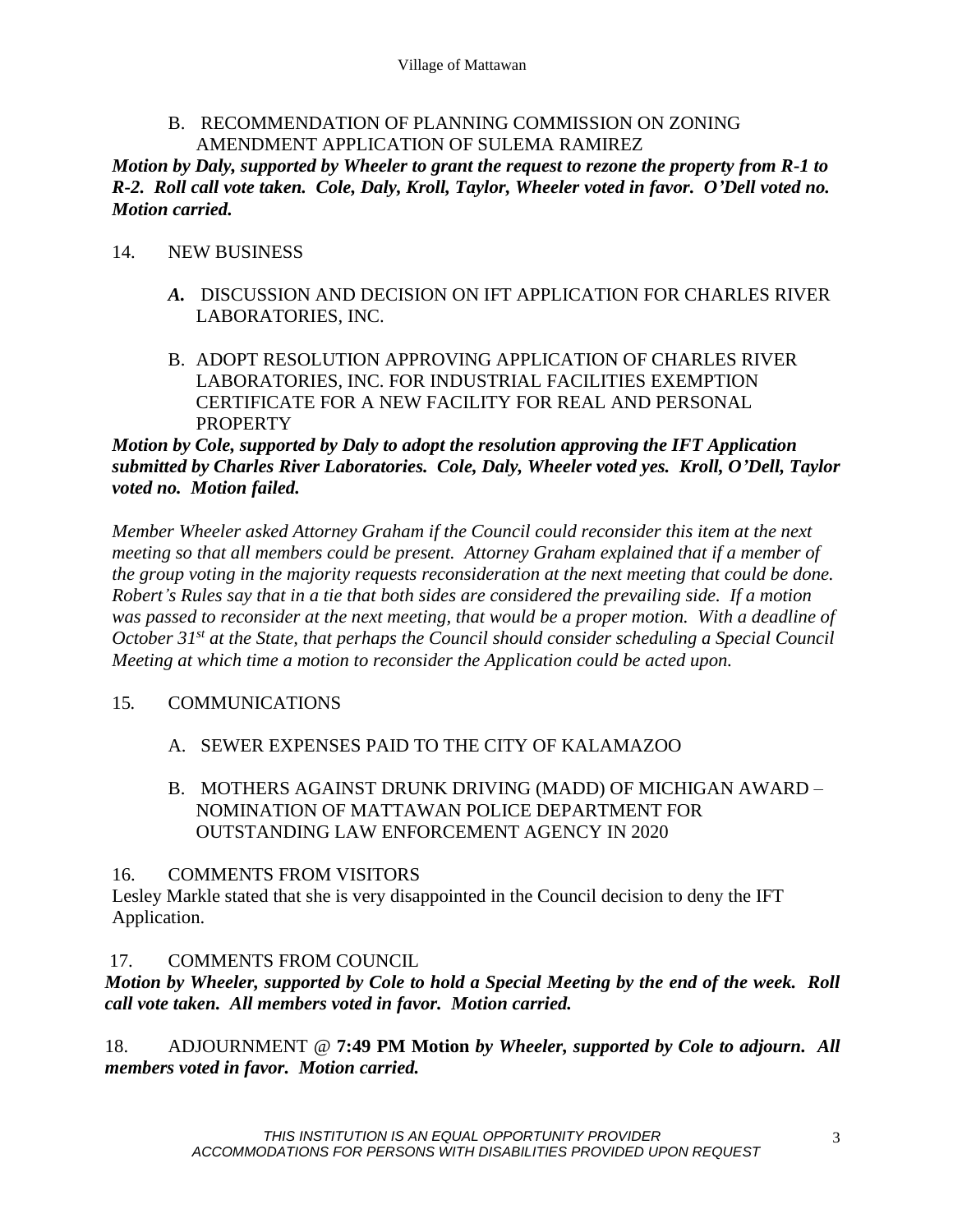B. RECOMMENDATION OF PLANNING COMMISSION ON ZONING AMENDMENT APPLICATION OF SULEMA RAMIREZ

***Motion by Daly, supported by Wheeler to grant the request to rezone the property from R-1 to R-2. Roll call vote taken. Cole, Daly, Kroll, Taylor, Wheeler voted in favor. O'Dell voted no. Motion carried.***

14. NEW BUSINESS

***A.*** DISCUSSION AND DECISION ON IFT APPLICATION FOR CHARLES RIVER LABORATORIES, INC.

B. ADOPT RESOLUTION APPROVING APPLICATION OF CHARLES RIVER LABORATORIES, INC. FOR INDUSTRIAL FACILITIES EXEMPTION CERTIFICATE FOR A NEW FACILITY FOR REAL AND PERSONAL PROPERTY

***Motion by Cole, supported by Daly to adopt the resolution approving the IFT Application submitted by Charles River Laboratories. Cole, Daly, Wheeler voted yes. Kroll, O'Dell, Taylor voted no. Motion failed.***

*Member Wheeler asked Attorney Graham if the Council could reconsider this item at the next meeting so that all members could be present. Attorney Graham explained that if a member of the group voting in the majority requests reconsideration at the next meeting that could be done. Robert's Rules say that in a tie that both sides are considered the prevailing side. If a motion was passed to reconsider at the next meeting, that would be a proper motion. With a deadline of October 31st at the State, that perhaps the Council should consider scheduling a Special Council Meeting at which time a motion to reconsider the Application could be acted upon.*

15. COMMUNICATIONS

A. SEWER EXPENSES PAID TO THE CITY OF KALAMAZOO

B. MOTHERS AGAINST DRUNK DRIVING (MADD) OF MICHIGAN AWARD – NOMINATION OF MATTAWAN POLICE DEPARTMENT FOR OUTSTANDING LAW ENFORCEMENT AGENCY IN 2020

16. COMMENTS FROM VISITORS

Lesley Markle stated that she is very disappointed in the Council decision to deny the IFT Application.

17. COMMENTS FROM COUNCIL

***Motion by Wheeler, supported by Cole to hold a Special Meeting by the end of the week. Roll call vote taken. All members voted in favor. Motion carried.***

18. ADJOURNMENT @ **7:49 PM Motion** ***by Wheeler, supported by Cole to adjourn. All members voted in favor. Motion carried.***